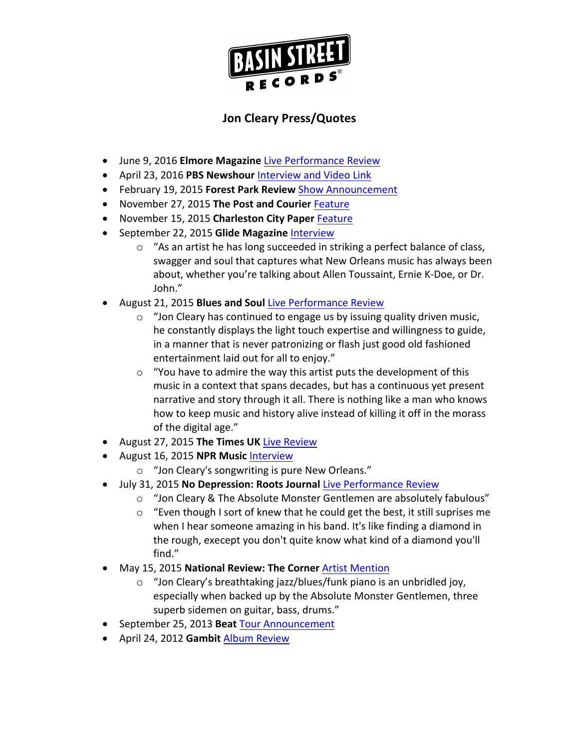BASIN STREET RECORDS

## Jon Cleary Press/Quotes

- June 9, 2016 **Elmore Magazine** Live Performance Review
- April 23, 2016 **PBS Newshour** Interview and Video Link
- February 19, 2015 **Forest Park Review** Show Announcement
- November 27, 2015 **The Post and Courier** Feature
- November 15, 2015 **Charleston City Paper** Feature
- September 22, 2015 **Glide Magazine** Interview
    - "As an artist he has long succeeded in striking a perfect balance of class, swagger and soul that captures what New Orleans music has always been about, whether you're talking about Allen Toussaint, Ernie K-Doe, or Dr. John."
- August 21, 2015 **Blues and Soul** Live Performance Review
    - "Jon Cleary has continued to engage us by issuing quality driven music, he constantly displays the light touch expertise and willingness to guide, in a manner that is never patronizing or flash just good old fashioned entertainment laid out for all to enjoy."
    - "You have to admire the way this artist puts the development of this music in a context that spans decades, but has a continuous yet present narrative and story through it all. There is nothing like a man who knows how to keep music and history alive instead of killing it off in the morass of the digital age."
- August 27, 2015 **The Times UK** Live Review
- August 16, 2015 **NPR Music** Interview
    - "Jon Cleary's songwriting is pure New Orleans."
- July 31, 2015 **No Depression: Roots Journal** Live Performance Review
    - "Jon Cleary & The Absolute Monster Gentlemen are absolutely fabulous"
    - "Even though I sort of knew that he could get the best, it still suprises me when I hear someone amazing in his band. It's like finding a diamond in the rough, execept you don't quite know what kind of a diamond you'll find."
- May 15, 2015 **National Review: The Corner** Artist Mention
    - "Jon Cleary's breathtaking jazz/blues/funk piano is an unbridled joy, especially when backed up by the Absolute Monster Gentlemen, three superb sidemen on guitar, bass, drums."
- September 25, 2013 **Beat** Tour Announcement
- April 24, 2012 **Gambit** Album Review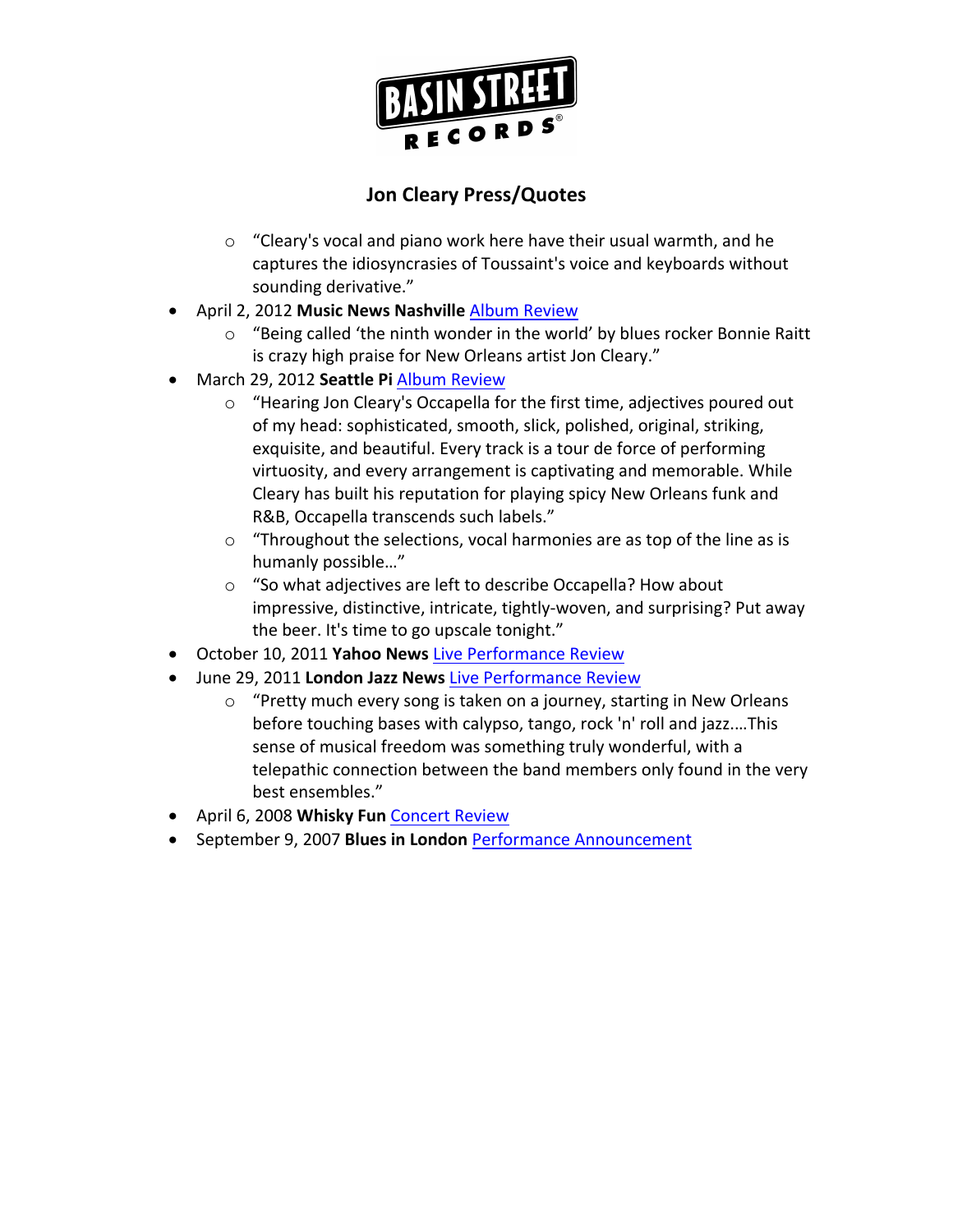# Jon Cleary Press/Quotes

  - "Cleary's vocal and piano work here have their usual warmth, and he captures the idiosyncrasies of Toussaint's voice and keyboards without sounding derivative."
- April 2, 2012 **Music News Nashville** Album Review
  - "Being called 'the ninth wonder in the world' by blues rocker Bonnie Raitt is crazy high praise for New Orleans artist Jon Cleary."
- March 29, 2012 **Seattle Pi** Album Review
  - "Hearing Jon Cleary's Occapella for the first time, adjectives poured out of my head: sophisticated, smooth, slick, polished, original, striking, exquisite, and beautiful. Every track is a tour de force of performing virtuosity, and every arrangement is captivating and memorable. While Cleary has built his reputation for playing spicy New Orleans funk and R&B, Occapella transcends such labels."
  - "Throughout the selections, vocal harmonies are as top of the line as is humanly possible…"
  - "So what adjectives are left to describe Occapella? How about impressive, distinctive, intricate, tightly-woven, and surprising? Put away the beer. It's time to go upscale tonight."
- October 10, 2011 **Yahoo News** Live Performance Review
- June 29, 2011 **London Jazz News** Live Performance Review
  - "Pretty much every song is taken on a journey, starting in New Orleans before touching bases with calypso, tango, rock 'n' roll and jazz.…This sense of musical freedom was something truly wonderful, with a telepathic connection between the band members only found in the very best ensembles."
- April 6, 2008 **Whisky Fun** Concert Review
- September 9, 2007 **Blues in London** Performance Announcement